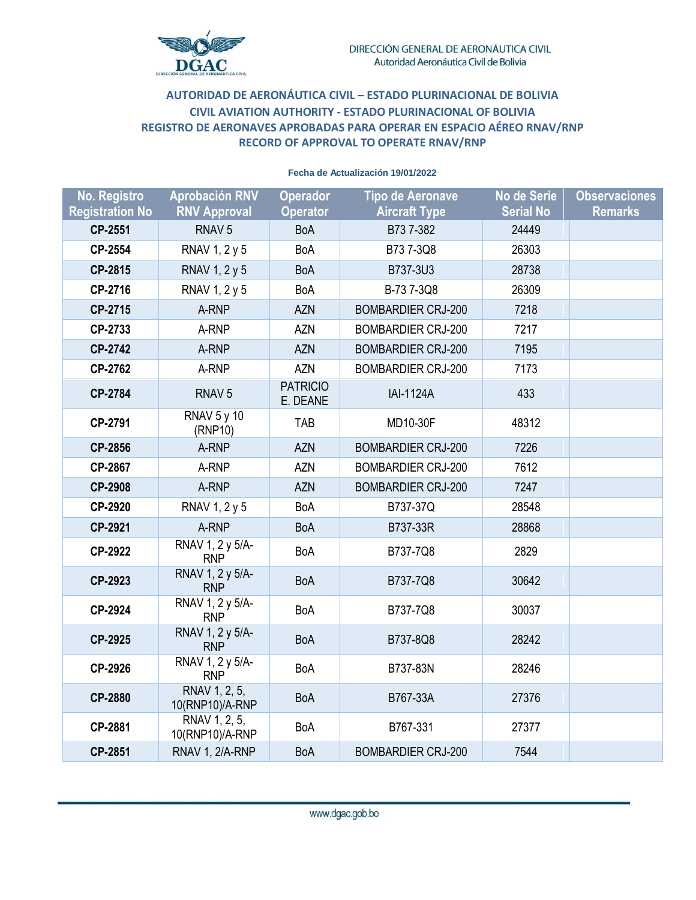DIRECCIÓN GENERAL DE AERONÁUTICA CIVIL
Autoridad Aeronáutica Civil de Bolivia

## AUTORIDAD DE AERONÁUTICA CIVIL – ESTADO PLURINACIONAL DE BOLIVIA
## CIVIL AVIATION AUTHORITY - ESTADO PLURINACIONAL OF BOLIVIA
## REGISTRO DE AERONAVES APROBADAS PARA OPERAR EN ESPACIO AÉREO RNAV/RNP
## RECORD OF APPROVAL TO OPERATE RNAV/RNP

**Fecha de Actualización 19/01/2022**

| No. Registro Registration No | Aprobación RNV RNV Approval | Operador Operator | Tipo de Aeronave Aircraft Type | No de Serie Serial No | Observaciones Remarks |
|---|---|---|---|---|---|
| **CP-2551** | RNAV 5 | BoA | B73 7-382 | 24449 | |
| **CP-2554** | RNAV 1, 2 y 5 | BoA | B73 7-3Q8 | 26303 | |
| **CP-2815** | RNAV 1, 2 y 5 | BoA | B737-3U3 | 28738 | |
| **CP-2716** | RNAV 1, 2 y 5 | BoA | B-73 7-3Q8 | 26309 | |
| **CP-2715** | A-RNP | AZN | BOMBARDIER CRJ-200 | 7218 | |
| **CP-2733** | A-RNP | AZN | BOMBARDIER CRJ-200 | 7217 | |
| **CP-2742** | A-RNP | AZN | BOMBARDIER CRJ-200 | 7195 | |
| **CP-2762** | A-RNP | AZN | BOMBARDIER CRJ-200 | 7173 | |
| **CP-2784** | RNAV 5 | PATRICIO E. DEANE | IAI-1124A | 433 | |
| **CP-2791** | RNAV 5 y 10 (RNP10) | TAB | MD10-30F | 48312 | |
| **CP-2856** | A-RNP | AZN | BOMBARDIER CRJ-200 | 7226 | |
| **CP-2867** | A-RNP | AZN | BOMBARDIER CRJ-200 | 7612 | |
| **CP-2908** | A-RNP | AZN | BOMBARDIER CRJ-200 | 7247 | |
| **CP-2920** | RNAV 1, 2 y 5 | BoA | B737-37Q | 28548 | |
| **CP-2921** | A-RNP | BoA | B737-33R | 28868 | |
| **CP-2922** | RNAV 1, 2 y 5/A-RNP | BoA | B737-7Q8 | 2829 | |
| **CP-2923** | RNAV 1, 2 y 5/A-RNP | BoA | B737-7Q8 | 30642 | |
| **CP-2924** | RNAV 1, 2 y 5/A-RNP | BoA | B737-7Q8 | 30037 | |
| **CP-2925** | RNAV 1, 2 y 5/A-RNP | BoA | B737-8Q8 | 28242 | |
| **CP-2926** | RNAV 1, 2 y 5/A-RNP | BoA | B737-83N | 28246 | |
| **CP-2880** | RNAV 1, 2, 5, 10(RNP10)/A-RNP | BoA | B767-33A | 27376 | |
| **CP-2881** | RNAV 1, 2, 5, 10(RNP10)/A-RNP | BoA | B767-331 | 27377 | |
| **CP-2851** | RNAV 1, 2/A-RNP | BoA | BOMBARDIER CRJ-200 | 7544 | |

www.dgac.gob.bo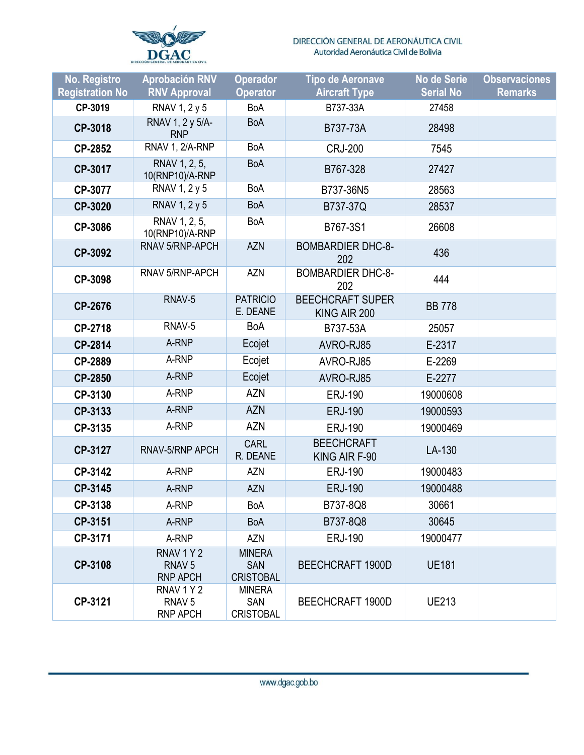| No. Registro Registration No | Aprobación RNV RNV Approval | Operador Operator | Tipo de Aeronave Aircraft Type | No de Serie Serial No | Observaciones Remarks |
|---|---|---|---|---|---|
| **CP-3019** | RNAV 1, 2 y 5 | BoA | B737-33A | 27458 | |
| **CP-3018** | RNAV 1, 2 y 5/A-RNP | BoA | B737-73A | 28498 | |
| **CP-2852** | RNAV 1, 2/A-RNP | BoA | CRJ-200 | 7545 | |
| **CP-3017** | RNAV 1, 2, 5, 10(RNP10)/A-RNP | BoA | B767-328 | 27427 | |
| **CP-3077** | RNAV 1, 2 y 5 | BoA | B737-36N5 | 28563 | |
| **CP-3020** | RNAV 1, 2 y 5 | BoA | B737-37Q | 28537 | |
| **CP-3086** | RNAV 1, 2, 5, 10(RNP10)/A-RNP | BoA | B767-3S1 | 26608 | |
| **CP-3092** | RNAV 5/RNP-APCH | AZN | BOMBARDIER DHC-8-202 | 436 | |
| **CP-3098** | RNAV 5/RNP-APCH | AZN | BOMBARDIER DHC-8-202 | 444 | |
| **CP-2676** | RNAV-5 | PATRICIO E. DEANE | BEECHCRAFT SUPER KING AIR 200 | BB 778 | |
| **CP-2718** | RNAV-5 | BoA | B737-53A | 25057 | |
| **CP-2814** | A-RNP | Ecojet | AVRO-RJ85 | E-2317 | |
| **CP-2889** | A-RNP | Ecojet | AVRO-RJ85 | E-2269 | |
| **CP-2850** | A-RNP | Ecojet | AVRO-RJ85 | E-2277 | |
| **CP-3130** | A-RNP | AZN | ERJ-190 | 19000608 | |
| **CP-3133** | A-RNP | AZN | ERJ-190 | 19000593 | |
| **CP-3135** | A-RNP | AZN | ERJ-190 | 19000469 | |
| **CP-3127** | RNAV-5/RNP APCH | CARL R. DEANE | BEECHCRAFT KING AIR F-90 | LA-130 | |
| **CP-3142** | A-RNP | AZN | ERJ-190 | 19000483 | |
| **CP-3145** | A-RNP | AZN | ERJ-190 | 19000488 | |
| **CP-3138** | A-RNP | BoA | B737-8Q8 | 30661 | |
| **CP-3151** | A-RNP | BoA | B737-8Q8 | 30645 | |
| **CP-3171** | A-RNP | AZN | ERJ-190 | 19000477 | |
| **CP-3108** | RNAV 1 Y 2 RNAV 5 RNP APCH | MINERA SAN CRISTOBAL | BEECHCRAFT 1900D | UE181 | |
| **CP-3121** | RNAV 1 Y 2 RNAV 5 RNP APCH | MINERA SAN CRISTOBAL | BEECHCRAFT 1900D | UE213 | |